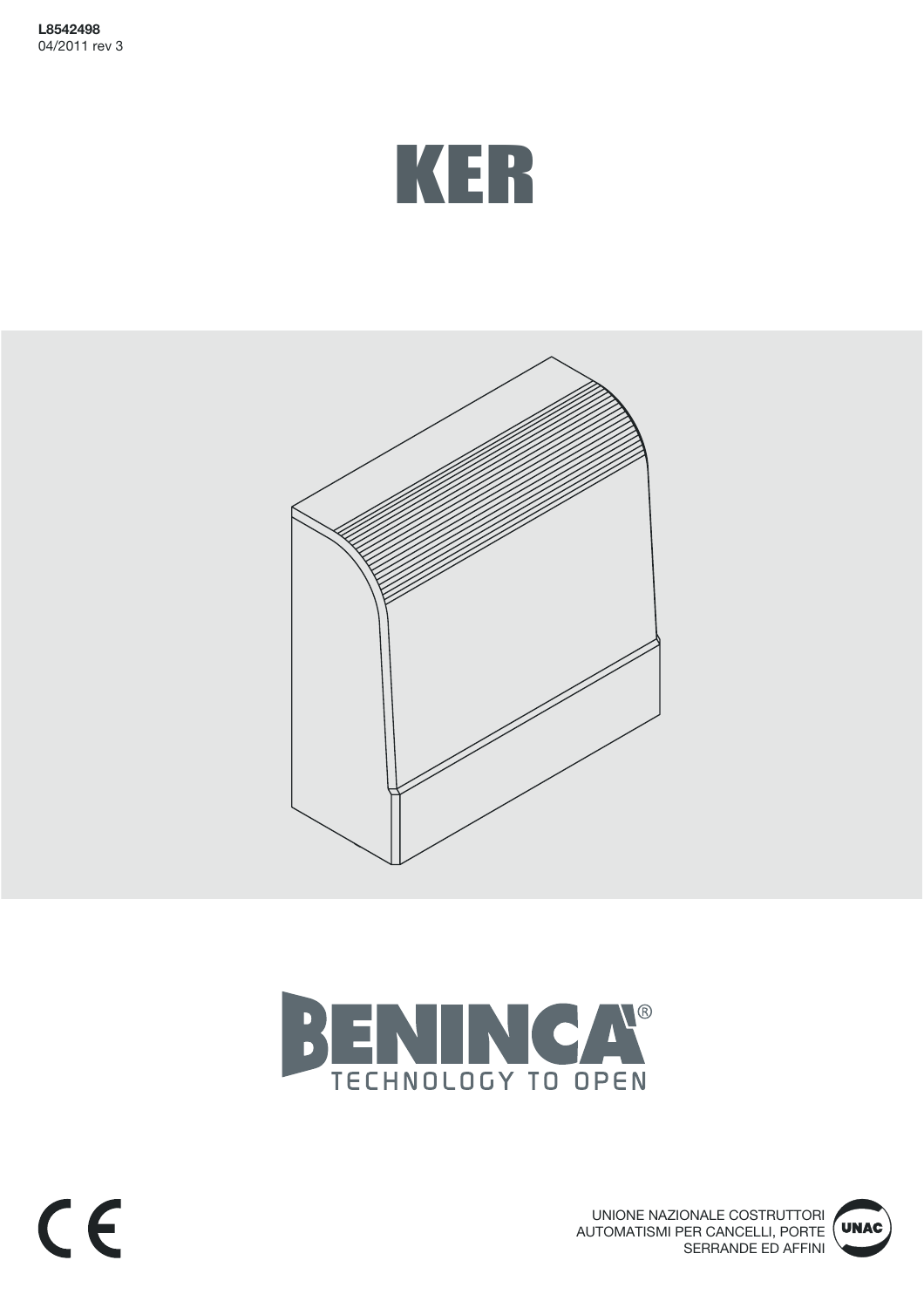**L8542498**
04/2011 rev 3

# KER

BENINCA®
TECHNOLOGY TO OPEN

UNIONE NAZIONALE COSTRUTTORI
AUTOMATISMI PER CANCELLI, PORTE
SERRANDE ED AFFINI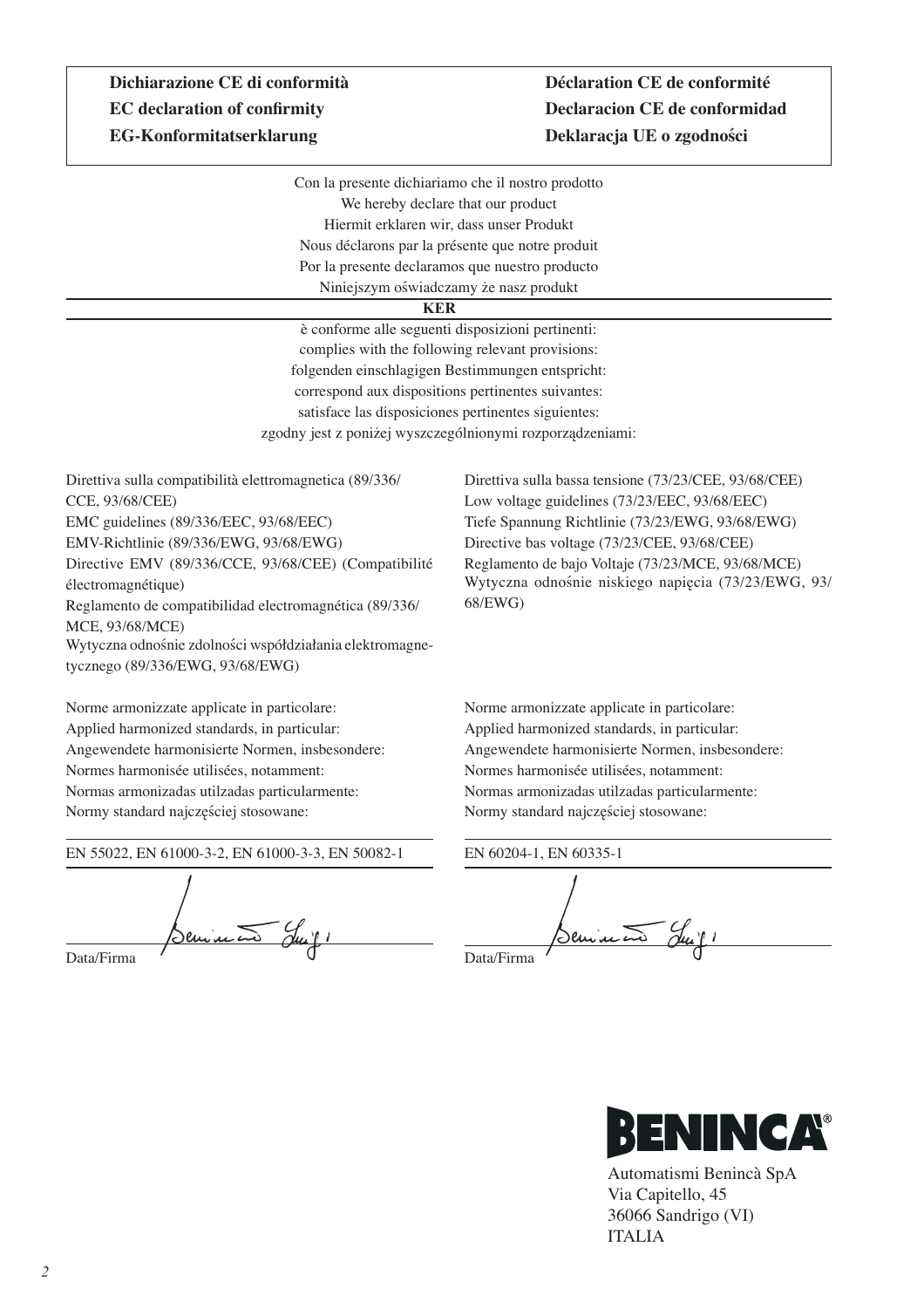**Dichiarazione CE di conformità**
**EC declaration of confirmity**
**EG-Konformitatserklarung**
**Déclaration CE de conformité**
**Declaracion CE de conformidad**
**Deklaracja UE o zgodności**

Con la presente dichiariamo che il nostro prodotto
We hereby declare that our product
Hiermit erklaren wir, dass unser Produkt
Nous déclarons par la présente que notre produit
Por la presente declaramos que nuestro producto
Niniejszym oświadczamy że nasz produkt

**KER**

è conforme alle seguenti disposizioni pertinenti:
complies with the following relevant provisions:
folgenden einschlagigen Bestimmungen entspricht:
correspond aux dispositions pertinentes suivantes:
satisface las disposiciones pertinentes siguientes:
zgodny jest z poniżej wyszczególnionymi rozporządzeniami:

Direttiva sulla compatibilità elettromagnetica (89/336/CCE, 93/68/CEE)
EMC guidelines (89/336/EEC, 93/68/EEC)
EMV-Richtlinie (89/336/EWG, 93/68/EWG)
Directive EMV (89/336/CCE, 93/68/CEE) (Compatibilité électromagnétique)
Reglamento de compatibilidad electromagnética (89/336/MCE, 93/68/MCE)
Wytyczna odnośnie zdolności współdziałania elektromagnetycznego (89/336/EWG, 93/68/EWG)

Norme armonizzate applicate in particolare:
Applied harmonized standards, in particular:
Angewendete harmonisierte Normen, insbesondere:
Normes harmonisée utilisées, notamment:
Normas armonizadas utilzadas particularmente:
Normy standard najczęściej stosowane:

EN 55022, EN 61000-3-2, EN 61000-3-3, EN 50082-1

Data/Firma

Direttiva sulla bassa tensione (73/23/CEE, 93/68/CEE)
Low voltage guidelines (73/23/EEC, 93/68/EEC)
Tiefe Spannung Richtlinie (73/23/EWG, 93/68/EWG)
Directive bas voltage (73/23/CEE, 93/68/CEE)
Reglamento de bajo Voltaje (73/23/MCE, 93/68/MCE)
Wytyczna odnośnie niskiego napięcia (73/23/EWG, 93/68/EWG)

Norme armonizzate applicate in particolare:
Applied harmonized standards, in particular:
Angewendete harmonisierte Normen, insbesondere:
Normes harmonisée utilisées, notamment:
Normas armonizadas utilzadas particularmente:
Normy standard najczęściej stosowane:

EN 60204-1, EN 60335-1

Data/Firma

BENINCA®

Automatismi Benincà SpA
Via Capitello, 45
36066 Sandrigo (VI)
ITALIA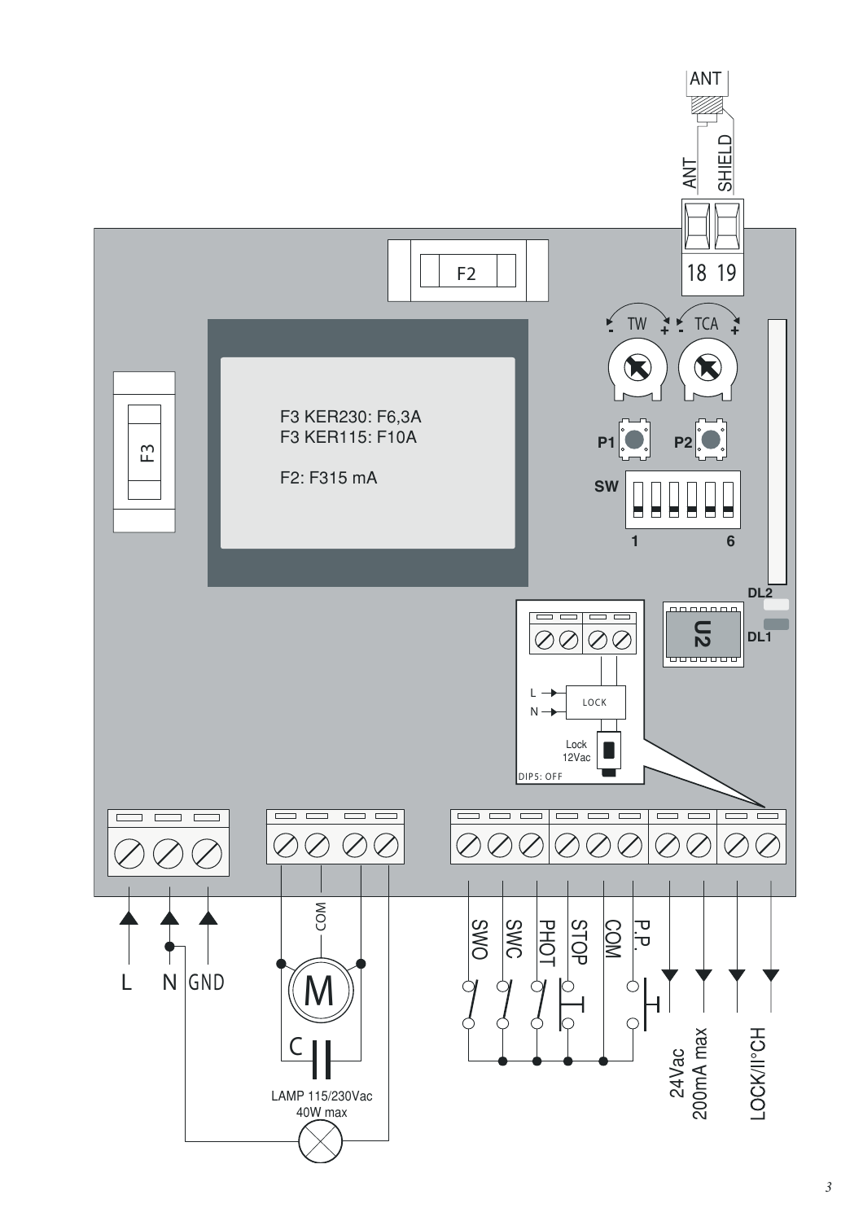ANT

ANT SHIELD

18 19

F2

TW TCA

F3 KER230: F6,3A
F3 KER115: F10A

F2: F315 mA

F3

P1 P2

SW

1 6

DL2

U2

DL1

L
N
LOCK

Lock
12Vac

DIP5: OFF

L N GND

COM

M

C

LAMP 115/230Vac
40W max

SWO SWC PHOT STOP COM P.P.

24Vac
200mA max

LOCK/II°CH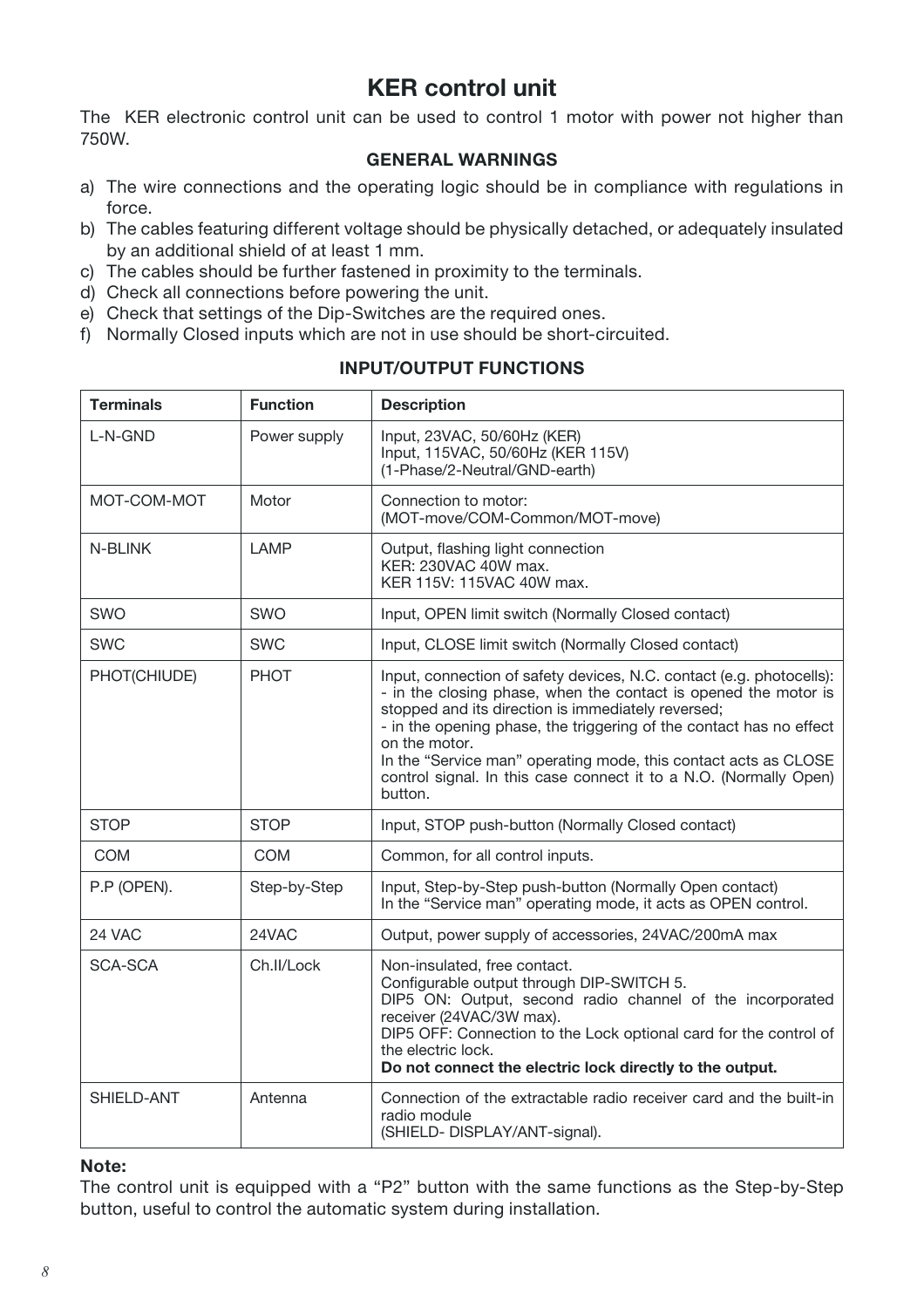# KER control unit

The KER electronic control unit can be used to control 1 motor with power not higher than 750W.

### GENERAL WARNINGS

a) The wire connections and the operating logic should be in compliance with regulations in force.
b) The cables featuring different voltage should be physically detached, or adequately insulated by an additional shield of at least 1 mm.
c) The cables should be further fastened in proximity to the terminals.
d) Check all connections before powering the unit.
e) Check that settings of the Dip-Switches are the required ones.
f) Normally Closed inputs which are not in use should be short-circuited.

### INPUT/OUTPUT FUNCTIONS

| Terminals | Function | Description |
|---|---|---|
| L-N-GND | Power supply | Input, 23VAC, 50/60Hz (KER)<br>Input, 115VAC, 50/60Hz (KER 115V)<br>(1-Phase/2-Neutral/GND-earth) |
| MOT-COM-MOT | Motor | Connection to motor:<br>(MOT-move/COM-Common/MOT-move) |
| N-BLINK | LAMP | Output, flashing light connection<br>KER: 230VAC 40W max.<br>KER 115V: 115VAC 40W max. |
| SWO | SWO | Input, OPEN limit switch (Normally Closed contact) |
| SWC | SWC | Input, CLOSE limit switch (Normally Closed contact) |
| PHOT(CHIUDE) | PHOT | Input, connection of safety devices, N.C. contact (e.g. photocells):<br>- in the closing phase, when the contact is opened the motor is stopped and its direction is immediately reversed;<br>- in the opening phase, the triggering of the contact has no effect on the motor.<br>In the "Service man" operating mode, this contact acts as CLOSE control signal. In this case connect it to a N.O. (Normally Open) button. |
| STOP | STOP | Input, STOP push-button (Normally Closed contact) |
| COM | COM | Common, for all control inputs. |
| P.P (OPEN). | Step-by-Step | Input, Step-by-Step push-button (Normally Open contact)<br>In the "Service man" operating mode, it acts as OPEN control. |
| 24 VAC | 24VAC | Output, power supply of accessories, 24VAC/200mA max |
| SCA-SCA | Ch.II/Lock | Non-insulated, free contact.<br>Configurable output through DIP-SWITCH 5.<br>DIP5 ON: Output, second radio channel of the incorporated receiver (24VAC/3W max).<br>DIP5 OFF: Connection to the Lock optional card for the control of the electric lock.<br>**Do not connect the electric lock directly to the output.** |
| SHIELD-ANT | Antenna | Connection of the extractable radio receiver card and the built-in radio module<br>(SHIELD- DISPLAY/ANT-signal). |

**Note:**

The control unit is equipped with a "P2" button with the same functions as the Step-by-Step button, useful to control the automatic system during installation.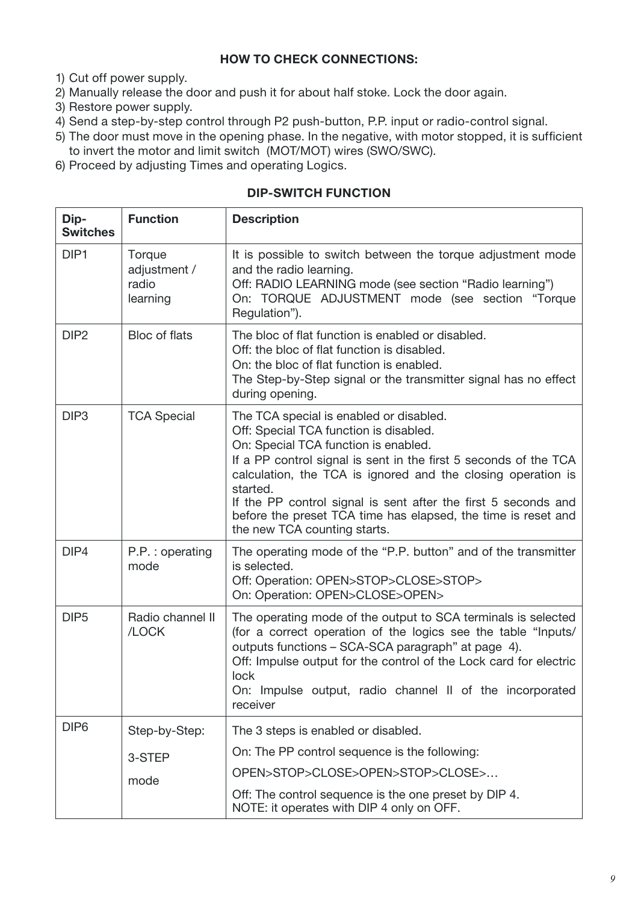### HOW TO CHECK CONNECTIONS:

1) Cut off power supply.
2) Manually release the door and push it for about half stoke. Lock the door again.
3) Restore power supply.
4) Send a step-by-step control through P2 push-button, P.P. input or radio-control signal.
5) The door must move in the opening phase. In the negative, with motor stopped, it is sufficient to invert the motor and limit switch (MOT/MOT) wires (SWO/SWC).
6) Proceed by adjusting Times and operating Logics.

### DIP-SWITCH FUNCTION

| Dip-Switches | Function | Description |
|---|---|---|
| DIP1 | Torque adjustment / radio learning | It is possible to switch between the torque adjustment mode and the radio learning.<br>Off: RADIO LEARNING mode (see section "Radio learning")<br>On: TORQUE ADJUSTMENT mode (see section "Torque Regulation"). |
| DIP2 | Bloc of flats | The bloc of flat function is enabled or disabled.<br>Off: the bloc of flat function is disabled.<br>On: the bloc of flat function is enabled.<br>The Step-by-Step signal or the transmitter signal has no effect during opening. |
| DIP3 | TCA Special | The TCA special is enabled or disabled.<br>Off: Special TCA function is disabled.<br>On: Special TCA function is enabled.<br>If a PP control signal is sent in the first 5 seconds of the TCA calculation, the TCA is ignored and the closing operation is started.<br>If the PP control signal is sent after the first 5 seconds and before the preset TCA time has elapsed, the time is reset and the new TCA counting starts. |
| DIP4 | P.P. : operating mode | The operating mode of the "P.P. button" and of the transmitter is selected.<br>Off: Operation: OPEN>STOP>CLOSE>STOP><br>On: Operation: OPEN>CLOSE>OPEN> |
| DIP5 | Radio channel II /LOCK | The operating mode of the output to SCA terminals is selected (for a correct operation of the logics see the table "Inputs/ outputs functions – SCA-SCA paragraph" at page 4).<br>Off: Impulse output for the control of the Lock card for electric lock<br>On: Impulse output, radio channel II of the incorporated receiver |
| DIP6 | Step-by-Step:<br>3-STEP<br>mode | The 3 steps is enabled or disabled.<br>On: The PP control sequence is the following:<br>OPEN>STOP>CLOSE>OPEN>STOP>CLOSE>…<br>Off: The control sequence is the one preset by DIP 4.<br>NOTE: it operates with DIP 4 only on OFF. |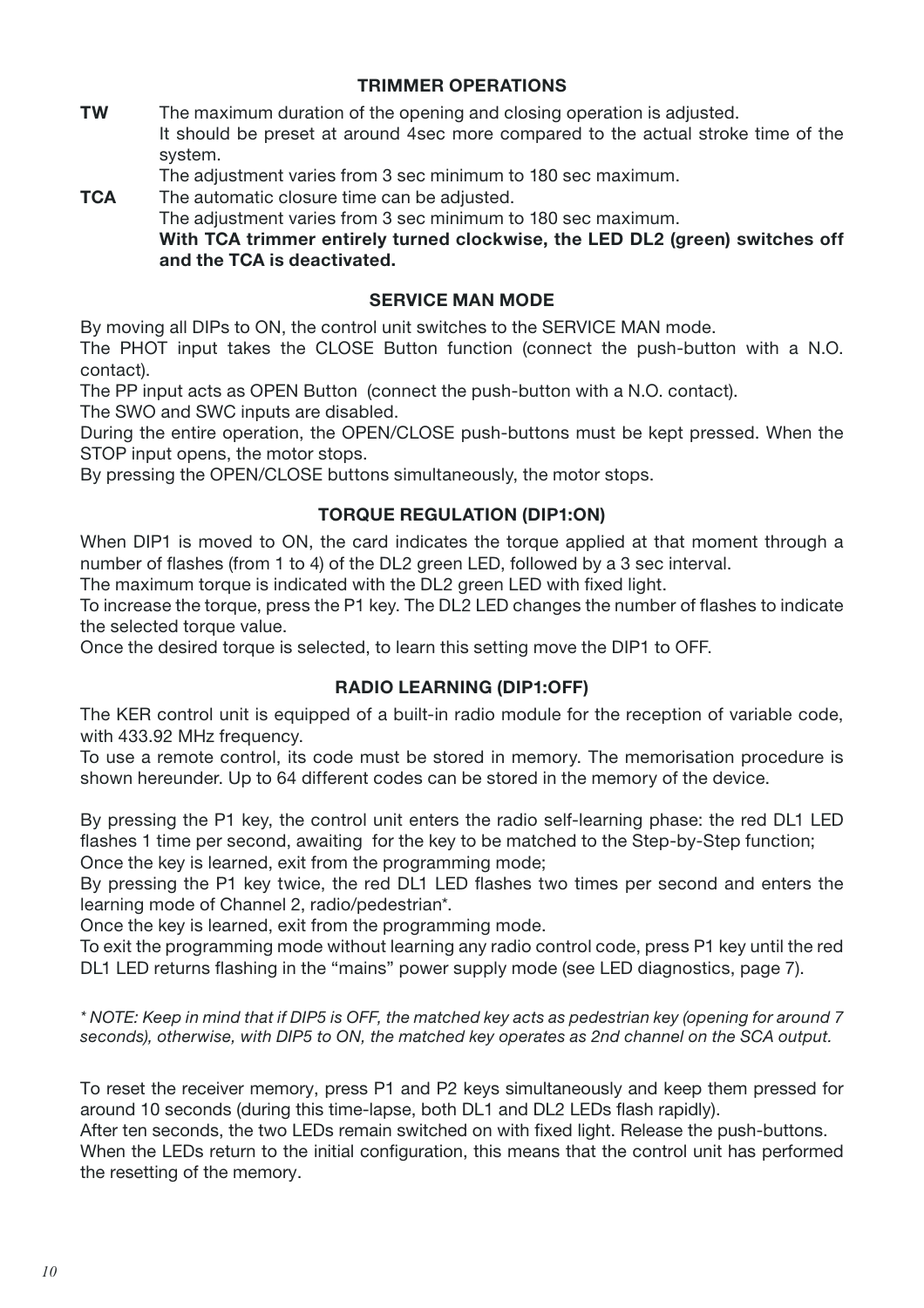## TRIMMER OPERATIONS

**TW** The maximum duration of the opening and closing operation is adjusted.
It should be preset at around 4sec more compared to the actual stroke time of the system.
The adjustment varies from 3 sec minimum to 180 sec maximum.

**TCA** The automatic closure time can be adjusted.
The adjustment varies from 3 sec minimum to 180 sec maximum.
**With TCA trimmer entirely turned clockwise, the LED DL2 (green) switches off and the TCA is deactivated.**

## SERVICE MAN MODE

By moving all DIPs to ON, the control unit switches to the SERVICE MAN mode.
The PHOT input takes the CLOSE Button function (connect the push-button with a N.O. contact).
The PP input acts as OPEN Button (connect the push-button with a N.O. contact).
The SWO and SWC inputs are disabled.
During the entire operation, the OPEN/CLOSE push-buttons must be kept pressed. When the STOP input opens, the motor stops.
By pressing the OPEN/CLOSE buttons simultaneously, the motor stops.

## TORQUE REGULATION (DIP1:ON)

When DIP1 is moved to ON, the card indicates the torque applied at that moment through a number of flashes (from 1 to 4) of the DL2 green LED, followed by a 3 sec interval.
The maximum torque is indicated with the DL2 green LED with fixed light.
To increase the torque, press the P1 key. The DL2 LED changes the number of flashes to indicate the selected torque value.
Once the desired torque is selected, to learn this setting move the DIP1 to OFF.

## RADIO LEARNING (DIP1:OFF)

The KER control unit is equipped of a built-in radio module for the reception of variable code, with 433.92 MHz frequency.
To use a remote control, its code must be stored in memory. The memorisation procedure is shown hereunder. Up to 64 different codes can be stored in the memory of the device.

By pressing the P1 key, the control unit enters the radio self-learning phase: the red DL1 LED flashes 1 time per second, awaiting for the key to be matched to the Step-by-Step function;
Once the key is learned, exit from the programming mode;
By pressing the P1 key twice, the red DL1 LED flashes two times per second and enters the learning mode of Channel 2, radio/pedestrian*.
Once the key is learned, exit from the programming mode.
To exit the programming mode without learning any radio control code, press P1 key until the red DL1 LED returns flashing in the "mains" power supply mode (see LED diagnostics, page 7).

*\* NOTE: Keep in mind that if DIP5 is OFF, the matched key acts as pedestrian key (opening for around 7 seconds), otherwise, with DIP5 to ON, the matched key operates as 2nd channel on the SCA output.*

To reset the receiver memory, press P1 and P2 keys simultaneously and keep them pressed for around 10 seconds (during this time-lapse, both DL1 and DL2 LEDs flash rapidly).
After ten seconds, the two LEDs remain switched on with fixed light. Release the push-buttons.
When the LEDs return to the initial configuration, this means that the control unit has performed the resetting of the memory.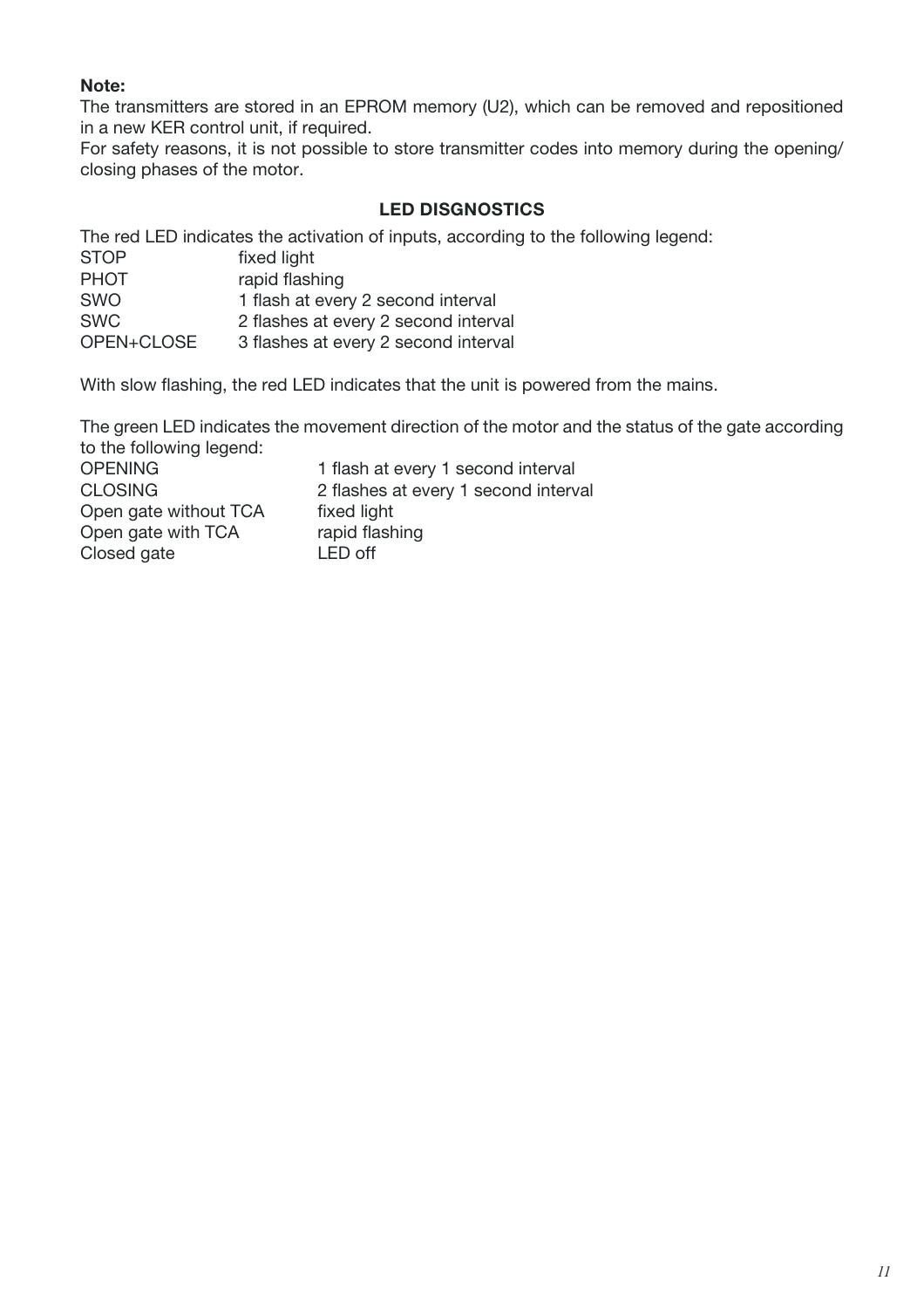**Note:**
The transmitters are stored in an EPROM memory (U2), which can be removed and repositioned in a new KER control unit, if required.
For safety reasons, it is not possible to store transmitter codes into memory during the opening/ closing phases of the motor.

## LED DISGNOSTICS

The red LED indicates the activation of inputs, according to the following legend:

| | |
|---|---|
| STOP | fixed light |
| PHOT | rapid flashing |
| SWO | 1 flash at every 2 second interval |
| SWC | 2 flashes at every 2 second interval |
| OPEN+CLOSE | 3 flashes at every 2 second interval |

With slow flashing, the red LED indicates that the unit is powered from the mains.

The green LED indicates the movement direction of the motor and the status of the gate according to the following legend:

| | |
|---|---|
| OPENING | 1 flash at every 1 second interval |
| CLOSING | 2 flashes at every 1 second interval |
| Open gate without TCA | fixed light |
| Open gate with TCA | rapid flashing |
| Closed gate | LED off |